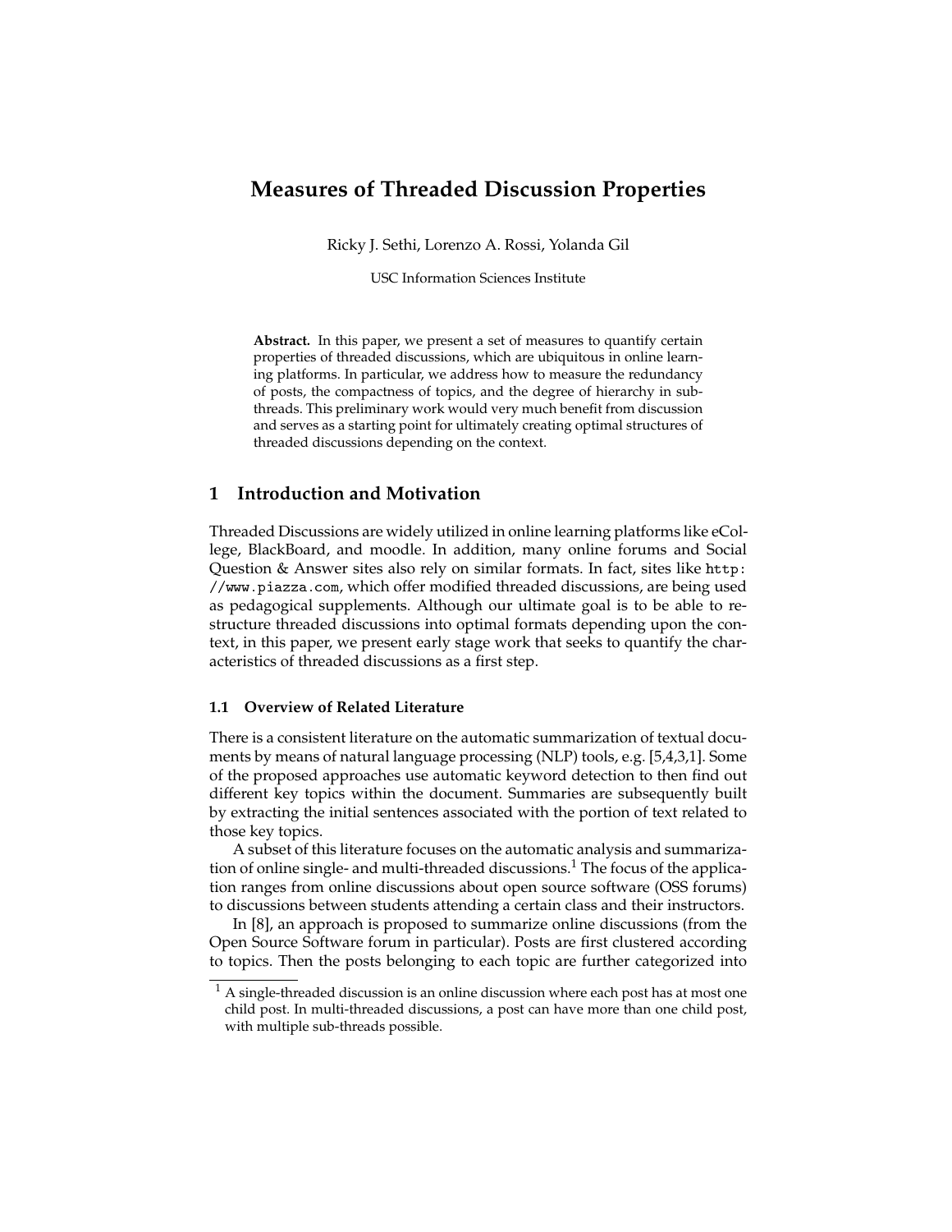# Measures of Threaded Discussion Properties

Ricky J. Sethi, Lorenzo A. Rossi, Yolanda Gil

USC Information Sciences Institute

**Abstract.** In this paper, we present a set of measures to quantify certain properties of threaded discussions, which are ubiquitous in online learning platforms. In particular, we address how to measure the redundancy of posts, the compactness of topics, and the degree of hierarchy in subthreads. This preliminary work would very much benefit from discussion and serves as a starting point for ultimately creating optimal structures of threaded discussions depending on the context.

## 1 Introduction and Motivation

Threaded Discussions are widely utilized in online learning platforms like eCollege, BlackBoard, and moodle. In addition, many online forums and Social Question & Answer sites also rely on similar formats. In fact, sites like `http://www.piazza.com`, which offer modified threaded discussions, are being used as pedagogical supplements. Although our ultimate goal is to be able to restructure threaded discussions into optimal formats depending upon the context, in this paper, we present early stage work that seeks to quantify the characteristics of threaded discussions as a first step.

### 1.1 Overview of Related Literature

There is a consistent literature on the automatic summarization of textual documents by means of natural language processing (NLP) tools, e.g. [5,4,3,1]. Some of the proposed approaches use automatic keyword detection to then find out different key topics within the document. Summaries are subsequently built by extracting the initial sentences associated with the portion of text related to those key topics.

A subset of this literature focuses on the automatic analysis and summarization of online single- and multi-threaded discussions.[1] The focus of the application ranges from online discussions about open source software (OSS forums) to discussions between students attending a certain class and their instructors.

In [8], an approach is proposed to summarize online discussions (from the Open Source Software forum in particular). Posts are first clustered according to topics. Then the posts belonging to each topic are further categorized into

[1] A single-threaded discussion is an online discussion where each post has at most one child post. In multi-threaded discussions, a post can have more than one child post, with multiple sub-threads possible.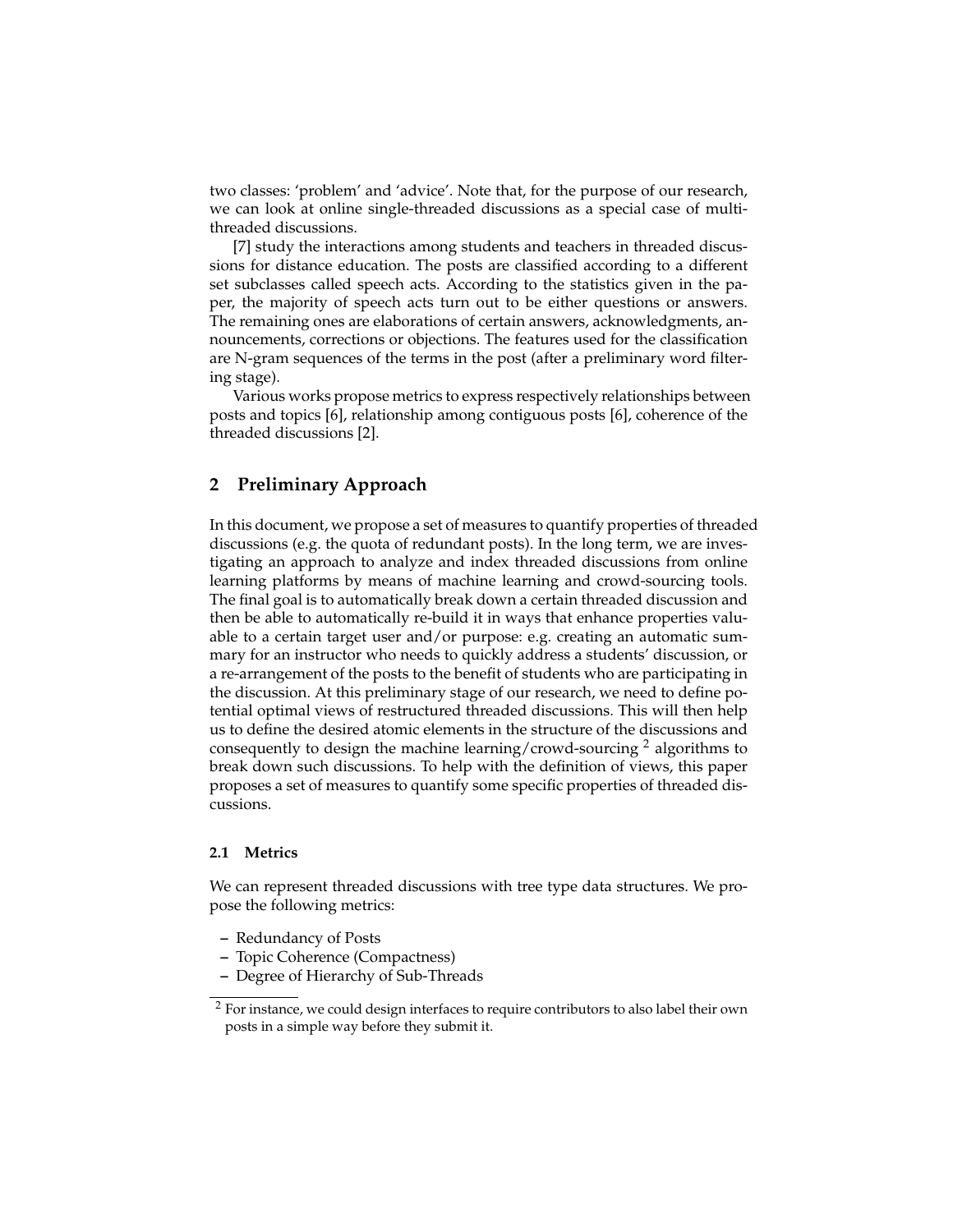two classes: 'problem' and 'advice'. Note that, for the purpose of our research, we can look at online single-threaded discussions as a special case of multi-threaded discussions.

[7] study the interactions among students and teachers in threaded discussions for distance education. The posts are classified according to a different set subclasses called speech acts. According to the statistics given in the paper, the majority of speech acts turn out to be either questions or answers. The remaining ones are elaborations of certain answers, acknowledgments, announcements, corrections or objections. The features used for the classification are N-gram sequences of the terms in the post (after a preliminary word filtering stage).

Various works propose metrics to express respectively relationships between posts and topics [6], relationship among contiguous posts [6], coherence of the threaded discussions [2].

## 2 Preliminary Approach

In this document, we propose a set of measures to quantify properties of threaded discussions (e.g. the quota of redundant posts). In the long term, we are investigating an approach to analyze and index threaded discussions from online learning platforms by means of machine learning and crowd-sourcing tools. The final goal is to automatically break down a certain threaded discussion and then be able to automatically re-build it in ways that enhance properties valuable to a certain target user and/or purpose: e.g. creating an automatic summary for an instructor who needs to quickly address a students' discussion, or a re-arrangement of the posts to the benefit of students who are participating in the discussion. At this preliminary stage of our research, we need to define potential optimal views of restructured threaded discussions. This will then help us to define the desired atomic elements in the structure of the discussions and consequently to design the machine learning/crowd-sourcing [2] algorithms to break down such discussions. To help with the definition of views, this paper proposes a set of measures to quantify some specific properties of threaded discussions.

### 2.1 Metrics

We can represent threaded discussions with tree type data structures. We propose the following metrics:

- Redundancy of Posts
- Topic Coherence (Compactness)
- Degree of Hierarchy of Sub-Threads

[2] For instance, we could design interfaces to require contributors to also label their own posts in a simple way before they submit it.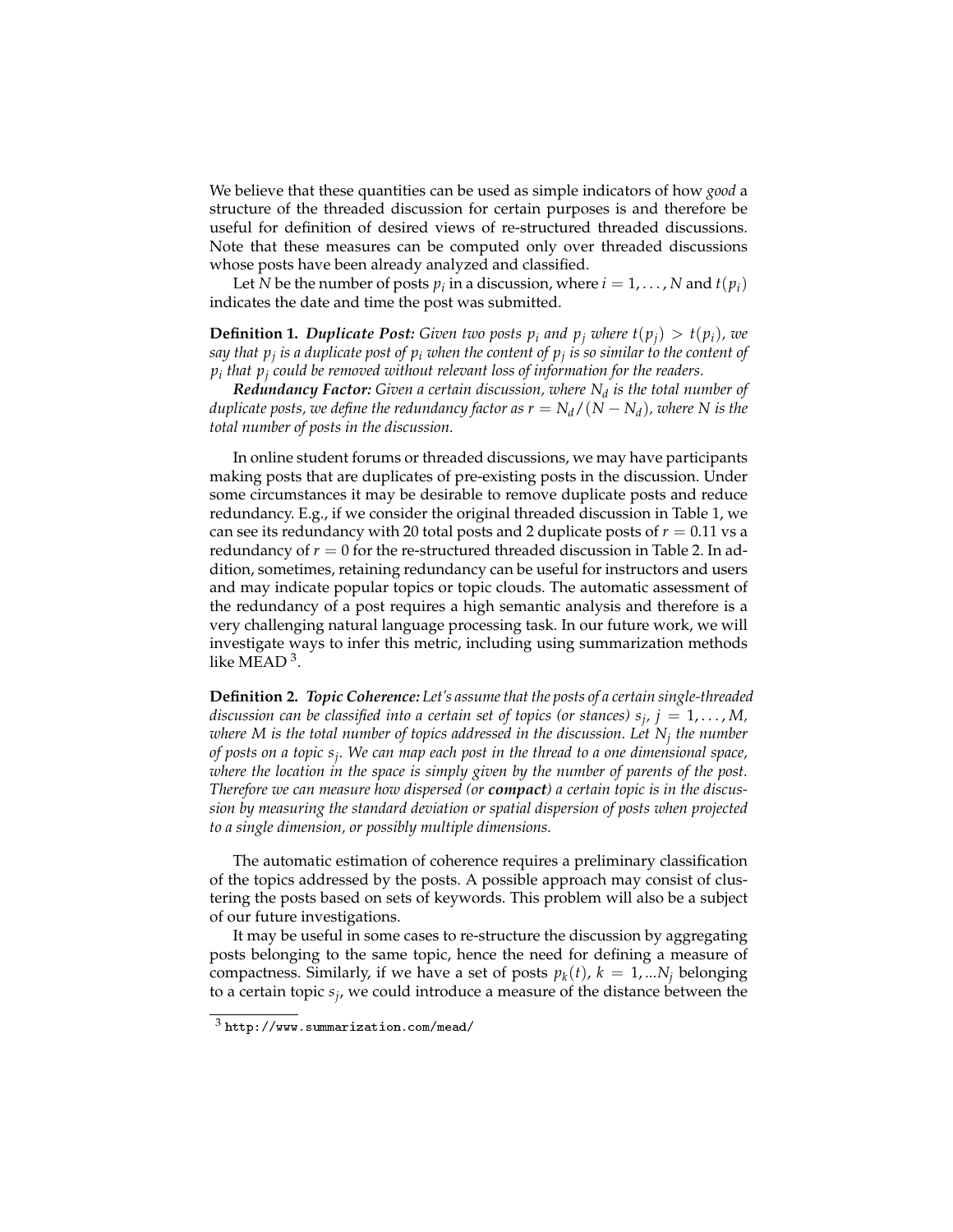We believe that these quantities can be used as simple indicators of how *good* a structure of the threaded discussion for certain purposes is and therefore be useful for definition of desired views of re-structured threaded discussions. Note that these measures can be computed only over threaded discussions whose posts have been already analyzed and classified.

Let $N$ be the number of posts $p_i$ in a discussion, where $i = 1, \ldots, N$ and $t(p_i)$ indicates the date and time the post was submitted.

**Definition 1.** ***Duplicate Post:*** *Given two posts $p_i$ and $p_j$ where $t(p_j) > t(p_i)$, we say that $p_j$ is a duplicate post of $p_i$ when the content of $p_j$ is so similar to the content of $p_i$ that $p_j$ could be removed without relevant loss of information for the readers.*

***Redundancy Factor:*** *Given a certain discussion, where $N_d$ is the total number of duplicate posts, we define the redundancy factor as $r = N_d/(N - N_d)$, where $N$ is the total number of posts in the discussion.*

In online student forums or threaded discussions, we may have participants making posts that are duplicates of pre-existing posts in the discussion. Under some circumstances it may be desirable to remove duplicate posts and reduce redundancy. E.g., if we consider the original threaded discussion in Table 1, we can see its redundancy with 20 total posts and 2 duplicate posts of $r = 0.11$ vs a redundancy of $r = 0$ for the re-structured threaded discussion in Table 2. In addition, sometimes, retaining redundancy can be useful for instructors and users and may indicate popular topics or topic clouds. The automatic assessment of the redundancy of a post requires a high semantic analysis and therefore is a very challenging natural language processing task. In our future work, we will investigate ways to infer this metric, including using summarization methods like MEAD [3].

**Definition 2.** ***Topic Coherence:*** *Let's assume that the posts of a certain single-threaded discussion can be classified into a certain set of topics (or stances) $s_j$, $j = 1, \ldots, M$, where $M$ is the total number of topics addressed in the discussion. Let $N_j$ the number of posts on a topic $s_j$. We can map each post in the thread to a one dimensional space, where the location in the space is simply given by the number of parents of the post. Therefore we can measure how dispersed (or* ***compact****) a certain topic is in the discussion by measuring the standard deviation or spatial dispersion of posts when projected to a single dimension, or possibly multiple dimensions.*

The automatic estimation of coherence requires a preliminary classification of the topics addressed by the posts. A possible approach may consist of clustering the posts based on sets of keywords. This problem will also be a subject of our future investigations.

It may be useful in some cases to re-structure the discussion by aggregating posts belonging to the same topic, hence the need for defining a measure of compactness. Similarly, if we have a set of posts $p_k(t)$, $k = 1, ...N_j$ belonging to a certain topic $s_j$, we could introduce a measure of the distance between the

[3] http://www.summarization.com/mead/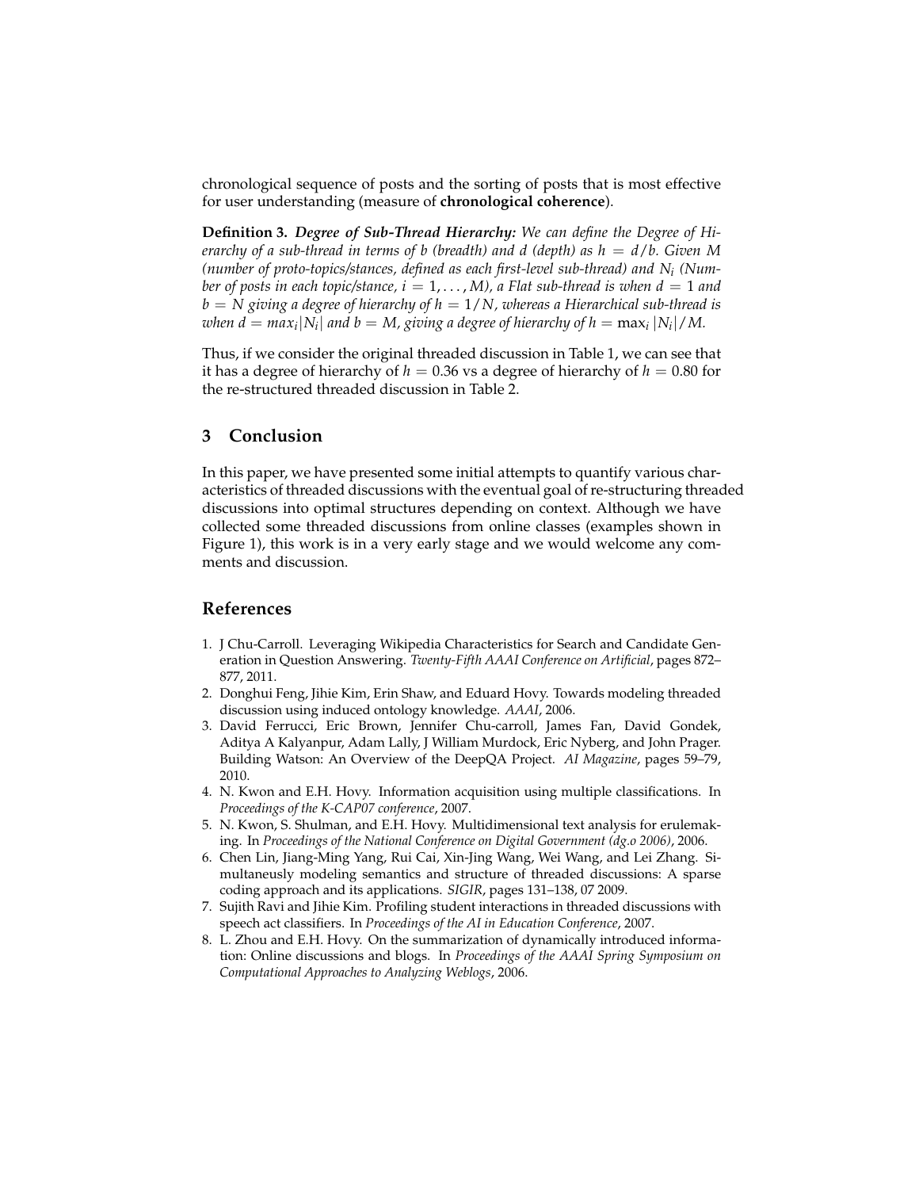chronological sequence of posts and the sorting of posts that is most effective for user understanding (measure of **chronological coherence**).

**Definition 3.** ***Degree of Sub-Thread Hierarchy:*** *We can define the Degree of Hierarchy of a sub-thread in terms of b (breadth) and d (depth) as $h = d/b$. Given M (number of proto-topics/stances, defined as each first-level sub-thread) and $N_i$ (Number of posts in each topic/stance, $i = 1, \ldots, M$), a Flat sub-thread is when $d = 1$ and $b = N$ giving a degree of hierarchy of $h = 1/N$, whereas a Hierarchical sub-thread is when $d = max_i|N_i|$ and $b = M$, giving a degree of hierarchy of $h = \max_i |N_i|/M$.*

Thus, if we consider the original threaded discussion in Table 1, we can see that it has a degree of hierarchy of $h = 0.36$ vs a degree of hierarchy of $h = 0.80$ for the re-structured threaded discussion in Table 2.

## 3 Conclusion

In this paper, we have presented some initial attempts to quantify various characteristics of threaded discussions with the eventual goal of re-structuring threaded discussions into optimal structures depending on context. Although we have collected some threaded discussions from online classes (examples shown in Figure 1), this work is in a very early stage and we would welcome any comments and discussion.

## References

1. J Chu-Carroll. Leveraging Wikipedia Characteristics for Search and Candidate Generation in Question Answering. *Twenty-Fifth AAAI Conference on Artificial*, pages 872–877, 2011.
2. Donghui Feng, Jihie Kim, Erin Shaw, and Eduard Hovy. Towards modeling threaded discussion using induced ontology knowledge. *AAAI*, 2006.
3. David Ferrucci, Eric Brown, Jennifer Chu-carroll, James Fan, David Gondek, Aditya A Kalyanpur, Adam Lally, J William Murdock, Eric Nyberg, and John Prager. Building Watson: An Overview of the DeepQA Project. *AI Magazine*, pages 59–79, 2010.
4. N. Kwon and E.H. Hovy. Information acquisition using multiple classifications. In *Proceedings of the K-CAP07 conference*, 2007.
5. N. Kwon, S. Shulman, and E.H. Hovy. Multidimensional text analysis for erulemaking. In *Proceedings of the National Conference on Digital Government (dg.o 2006)*, 2006.
6. Chen Lin, Jiang-Ming Yang, Rui Cai, Xin-Jing Wang, Wei Wang, and Lei Zhang. Simultaneously modeling semantics and structure of threaded discussions: A sparse coding approach and its applications. *SIGIR*, pages 131–138, 07 2009.
7. Sujith Ravi and Jihie Kim. Profiling student interactions in threaded discussions with speech act classifiers. In *Proceedings of the AI in Education Conference*, 2007.
8. L. Zhou and E.H. Hovy. On the summarization of dynamically introduced information: Online discussions and blogs. In *Proceedings of the AAAI Spring Symposium on Computational Approaches to Analyzing Weblogs*, 2006.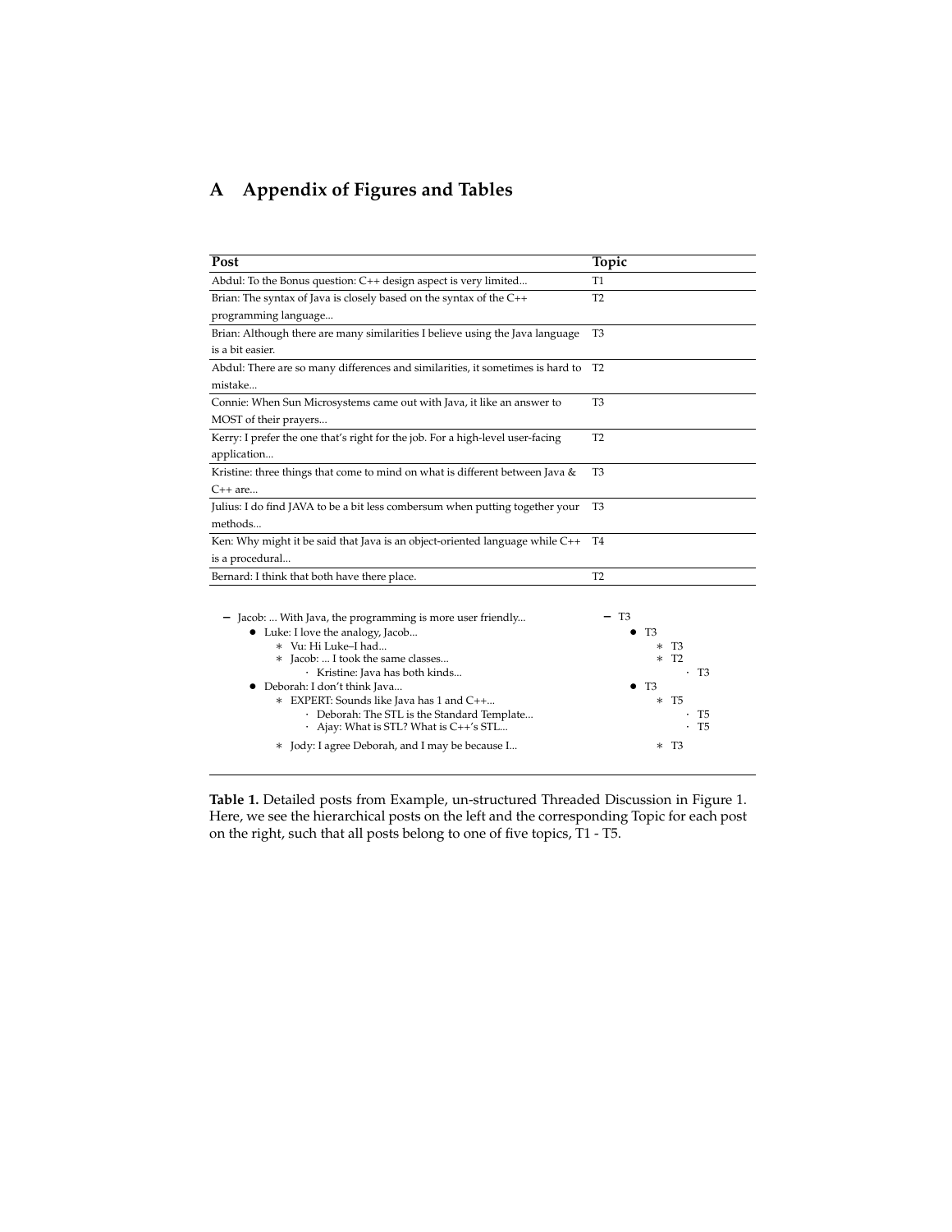# A Appendix of Figures and Tables

| Post | Topic |
|---|---|
| Abdul: To the Bonus question: C++ design aspect is very limited... | T1 |
| Brian: The syntax of Java is closely based on the syntax of the C++ programming language... | T2 |
| Brian: Although there are many similarities I believe using the Java language is a bit easier. | T3 |
| Abdul: There are so many differences and similarities, it sometimes is hard to mistake... | T2 |
| Connie: When Sun Microsystems came out with Java, it like an answer to MOST of their prayers... | T3 |
| Kerry: I prefer the one that's right for the job. For a high-level user-facing application... | T2 |
| Kristine: three things that come to mind on what is different between Java & C++ are... | T3 |
| Julius: I do find JAVA to be a bit less combersum when putting together your methods... | T3 |
| Ken: Why might it be said that Java is an object-oriented language while C++ is a procedural... | T4 |
| Bernard: I think that both have there place. | T2 |

| Post | Topic |
|---|---|
| – Jacob: ... With Java, the programming is more user friendly... | – T3 |
| • Luke: I love the analogy, Jacob... | • T3 |
| ∗ Vu: Hi Luke–I had... | ∗ T3 |
| ∗ Jacob: ... I took the same classes... | ∗ T2 |
| · Kristine: Java has both kinds... | · T3 |
| • Deborah: I don't think Java... | • T3 |
| ∗ EXPERT: Sounds like Java has 1 and C++... | ∗ T5 |
| · Deborah: The STL is the Standard Template... | · T5 |
| · Ajay: What is STL? What is C++'s STL... | · T5 |
| ∗ Jody: I agree Deborah, and I may be because I... | ∗ T3 |

**Table 1.** Detailed posts from Example, un-structured Threaded Discussion in Figure 1. Here, we see the hierarchical posts on the left and the corresponding Topic for each post on the right, such that all posts belong to one of five topics, T1 - T5.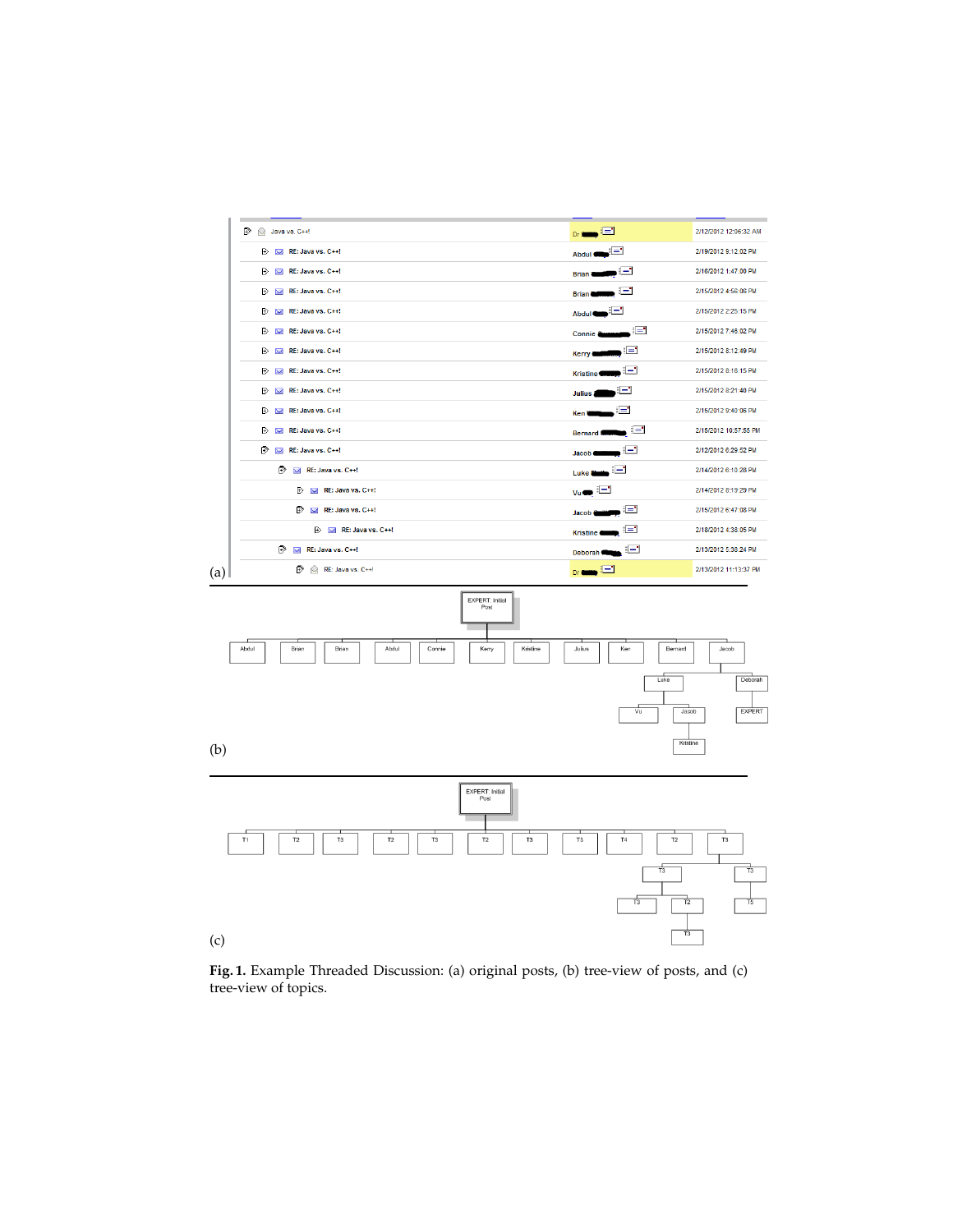Fig. 1. Example Threaded Discussion: (a) original posts, (b) tree-view of posts, and (c) tree-view of topics.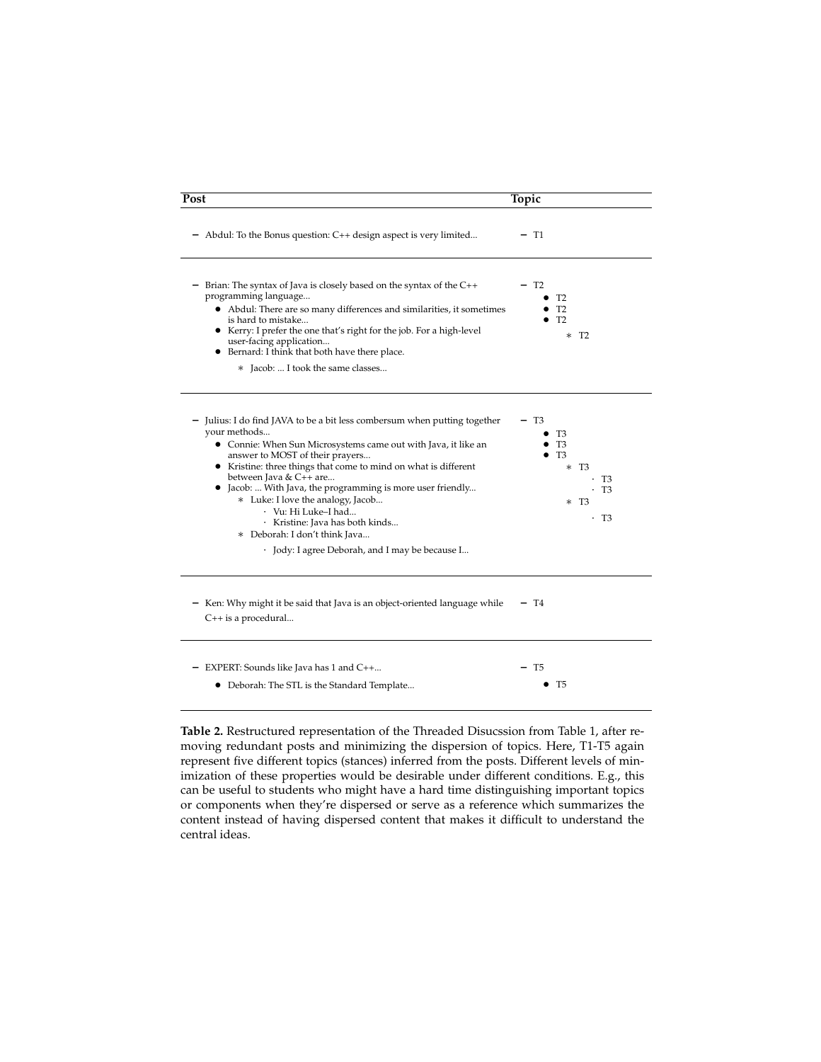| Post | Topic |
|---|---|
| – Abdul: To the Bonus question: C++ design aspect is very limited... | – T1 |
| – Brian: The syntax of Java is closely based on the syntax of the C++ programming language... | – T2 |
| • Abdul: There are so many differences and similarities, it sometimes is hard to mistake... | • T2 |
| • Kerry: I prefer the one that's right for the job. For a high-level user-facing application... | • T2 |
| • Bernard: I think that both have there place. | • T2 |
| ∗ Jacob: ... I took the same classes... | ∗ T2 |
| – Julius: I do find JAVA to be a bit less combersum when putting together your methods... | – T3 |
| • Connie: When Sun Microsystems came out with Java, it like an answer to MOST of their prayers... | • T3 |
| • Kristine: three things that come to mind on what is different between Java & C++ are... | • T3 |
| • Jacob: ... With Java, the programming is more user friendly... | • T3 |
| ∗ Luke: I love the analogy, Jacob... | ∗ T3 |
| · Vu: Hi Luke–I had... | · T3 |
| · Kristine: Java has both kinds... | · T3 |
| ∗ Deborah: I don't think Java... | ∗ T3 |
| · Jody: I agree Deborah, and I may be because I... | · T3 |
| – Ken: Why might it be said that Java is an object-oriented language while C++ is a procedural... | – T4 |
| – EXPERT: Sounds like Java has 1 and C++... | – T5 |
| • Deborah: The STL is the Standard Template... | • T5 |

**Table 2.** Restructured representation of the Threaded Disucssion from Table 1, after removing redundant posts and minimizing the dispersion of topics. Here, T1-T5 again represent five different topics (stances) inferred from the posts. Different levels of minimization of these properties would be desirable under different conditions. E.g., this can be useful to students who might have a hard time distinguishing important topics or components when they're dispersed or serve as a reference which summarizes the content instead of having dispersed content that makes it difficult to understand the central ideas.